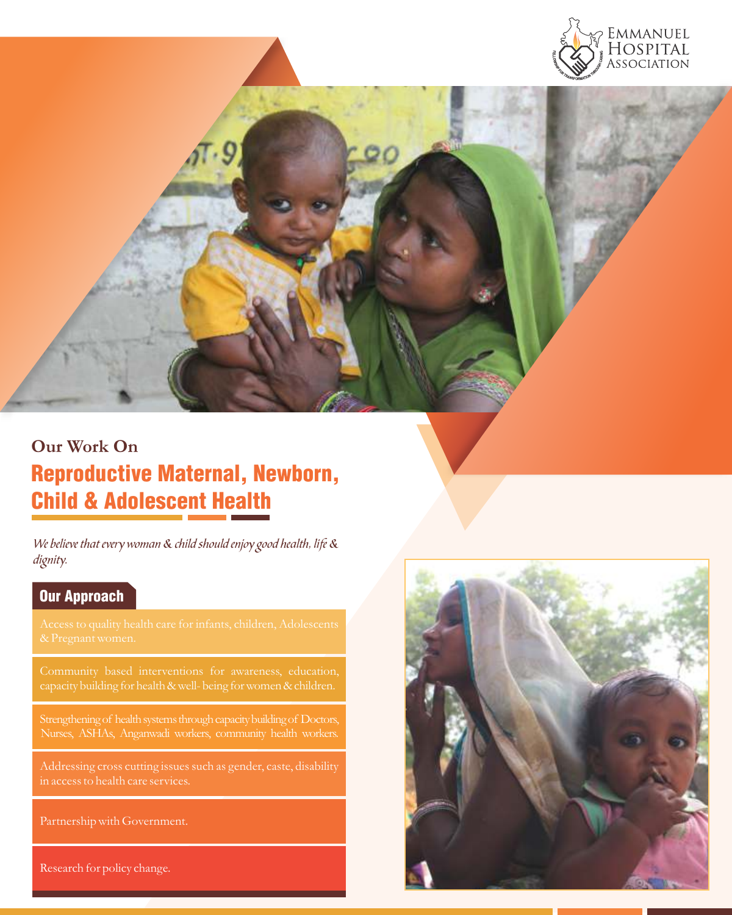Emmanuel Hospital Association

Our Work On

# Reproductive Maternal, Newborn, Child & Adolescent Health

*We believe that every woman & child should enjoy good health, life & dignity.*

## Our Approach

- Access to quality health care for infants, children, Adolescents & Pregnant women.
- Community based interventions for awareness, education, capacity building for health & well- being for women & children.
- Strengthening of health systems through capacity building of Doctors, Nurses, ASHAs, Anganwadi workers, community health workers.
- Addressing cross cutting issues such as gender, caste, disability in access to health care services.
- Partnership with Government.
- Research for policy change.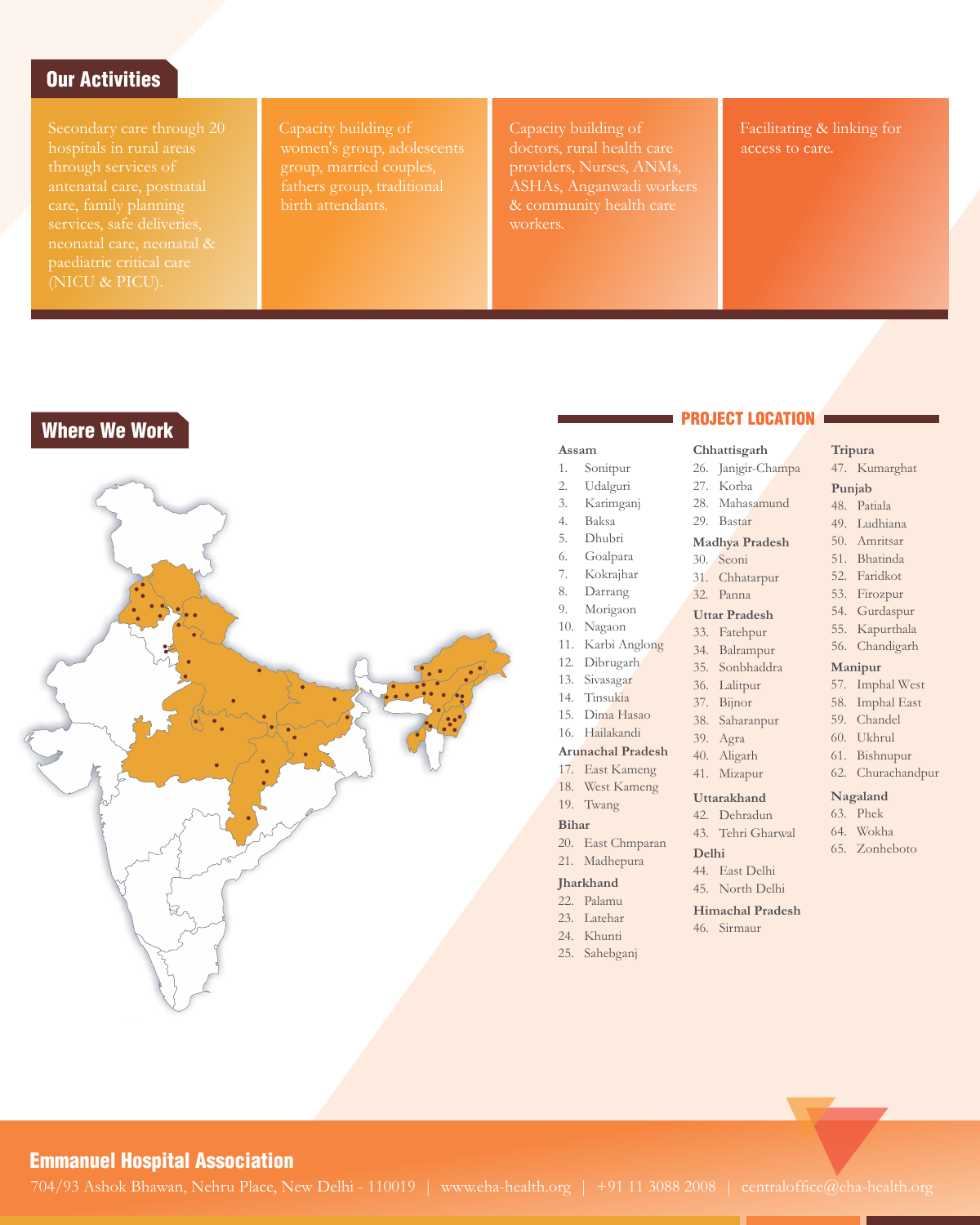## Our Activities

Secondary care through 20 hospitals in rural areas through services of antenatal care, postnatal care, family planning services, safe deliveries, neonatal care, neonatal & paediatric critical care (NICU & PICU).

Capacity building of women's group, adolescents group, married couples, fathers group, traditional birth attendants.

Capacity building of doctors, rural health care providers, Nurses, ANMs, ASHAs, Anganwadi workers & community health care workers.

Facilitating & linking for access to care.

## Where We Work

### PROJECT LOCATION

**Assam**

1. Sonitpur
2. Udalguri
3. Karimganj
4. Baksa
5. Dhubri
6. Goalpara
7. Kokrajhar
8. Darrang
9. Morigaon
10. Nagaon
11. Karbi Anglong
12. Dibrugarh
13. Sivasagar
14. Tinsukia
15. Dima Hasao
16. Hailakandi

**Arunachal Pradesh**

17. East Kameng
18. West Kameng
19. Twang

**Bihar**

20. East Chmparan
21. Madhepura

**Jharkhand**

22. Palamu
23. Latehar
24. Khunti
25. Sahebganj

**Chhattisgarh**

26. Janjgir-Champa
27. Korba
28. Mahasamund
29. Bastar

**Madhya Pradesh**

30. Seoni
31. Chhatarpur
32. Panna

**Uttar Pradesh**

33. Fatehpur
34. Balrampur
35. Sonbhaddra
36. Lalitpur
37. Bijnor
38. Saharanpur
39. Agra
40. Aligarh
41. Mizapur

**Uttarakhand**

42. Dehradun
43. Tehri Gharwal

**Delhi**

44. East Delhi
45. North Delhi

**Himachal Pradesh**

46. Sirmaur

**Tripura**

47. Kumarghat

**Punjab**

48. Patiala
49. Ludhiana
50. Amritsar
51. Bhatinda
52. Faridkot
53. Firozpur
54. Gurdaspur
55. Kapurthala
56. Chandigarh

**Manipur**

57. Imphal West
58. Imphal East
59. Chandel
60. Ukhrul
61. Bishnupur
62. Churachandpur

**Nagaland**

63. Phek
64. Wokha
65. Zonheboto

**Emmanuel Hospital Association**

704/93 Ashok Bhawan, Nehru Place, New Delhi - 110019 | www.eha-health.org | +91 11 3088 2008 | centraloffice@eha-health.org